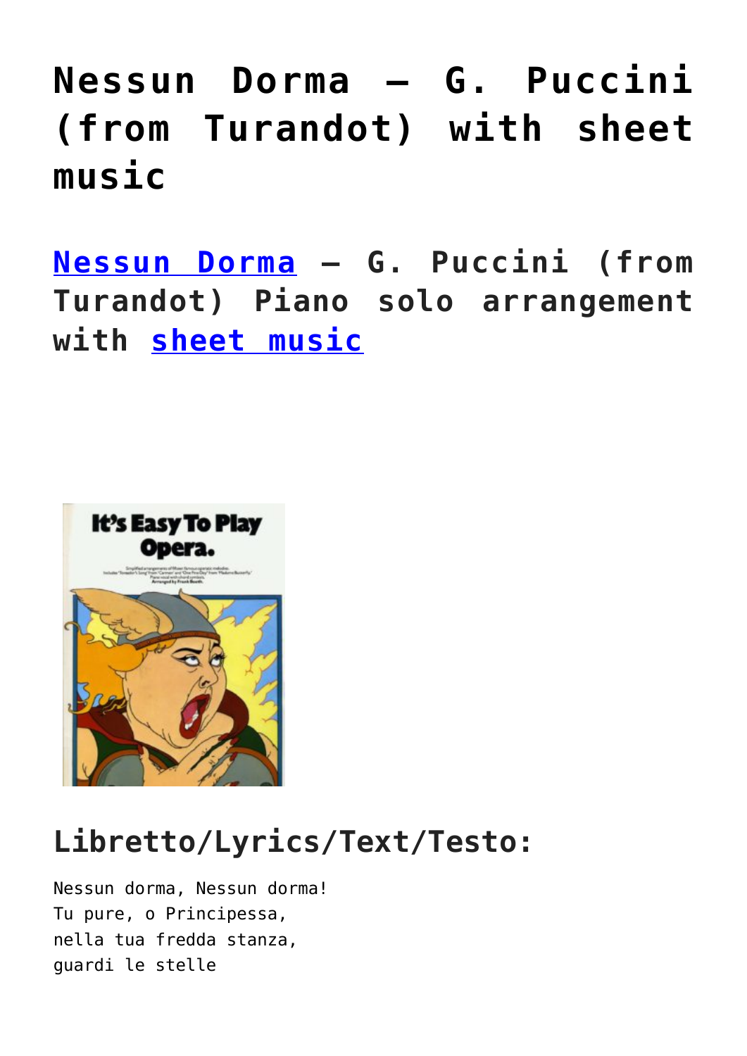# Nessun Dorma – G. Puccini (from Turandot) with sheet music

**Nessun Dorma – G. Puccini (from Turandot) Piano solo arrangement with sheet music**

## Libretto/Lyrics/Text/Testo:

```
Nessun dorma, Nessun dorma!
Tu pure, o Principessa,
nella tua fredda stanza,
guardi le stelle
```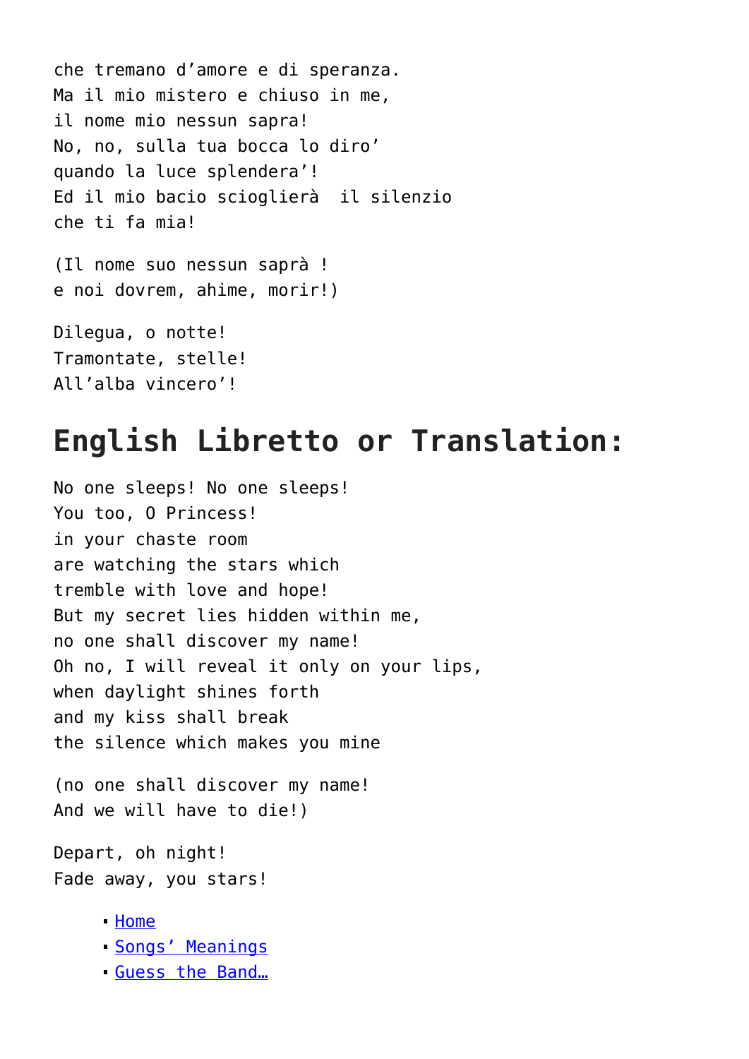che tremano d'amore e di speranza.
Ma il mio mistero e chiuso in me,
il nome mio nessun sapra!
No, no, sulla tua bocca lo diro'
quando la luce splendera'!
Ed il mio bacio scioglierà  il silenzio
che ti fa mia!

(Il nome suo nessun saprà !
e noi dovrem, ahime, morir!)

Dilegua, o notte!
Tramontate, stelle!
All'alba vincero'!

# English Libretto or Translation:

No one sleeps! No one sleeps!
You too, O Princess!
in your chaste room
are watching the stars which
tremble with love and hope!
But my secret lies hidden within me,
no one shall discover my name!
Oh no, I will reveal it only on your lips,
when daylight shines forth
and my kiss shall break
the silence which makes you mine

(no one shall discover my name!
And we will have to die!)

Depart, oh night!
Fade away, you stars!

- Home
- Songs' Meanings
- Guess the Band…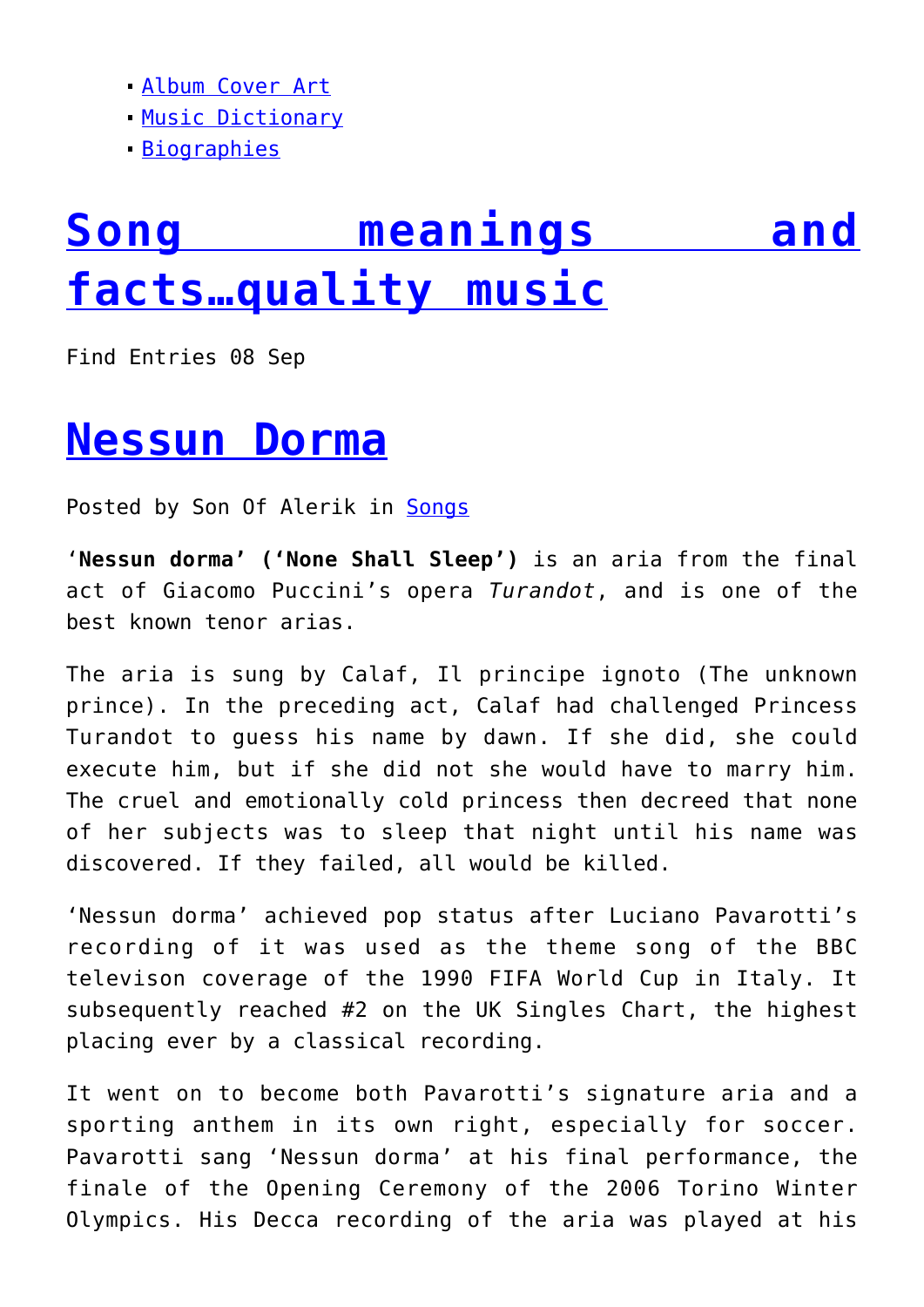- [Album Cover Art]
- [Music Dictionary]
- [Biographies]

# [Song meanings and facts…quality music]

Find Entries 08 Sep

## [Nessun Dorma]

Posted by Son Of Alerik in [Songs]

‘**Nessun dorma’ (‘None Shall Sleep’)** is an aria from the final act of Giacomo Puccini’s opera *Turandot*, and is one of the best known tenor arias.

The aria is sung by Calaf, Il principe ignoto (The unknown prince). In the preceding act, Calaf had challenged Princess Turandot to guess his name by dawn. If she did, she could execute him, but if she did not she would have to marry him. The cruel and emotionally cold princess then decreed that none of her subjects was to sleep that night until his name was discovered. If they failed, all would be killed.

‘Nessun dorma’ achieved pop status after Luciano Pavarotti’s recording of it was used as the theme song of the BBC televison coverage of the 1990 FIFA World Cup in Italy. It subsequently reached #2 on the UK Singles Chart, the highest placing ever by a classical recording.

It went on to become both Pavarotti’s signature aria and a sporting anthem in its own right, especially for soccer. Pavarotti sang ‘Nessun dorma’ at his final performance, the finale of the Opening Ceremony of the 2006 Torino Winter Olympics. His Decca recording of the aria was played at his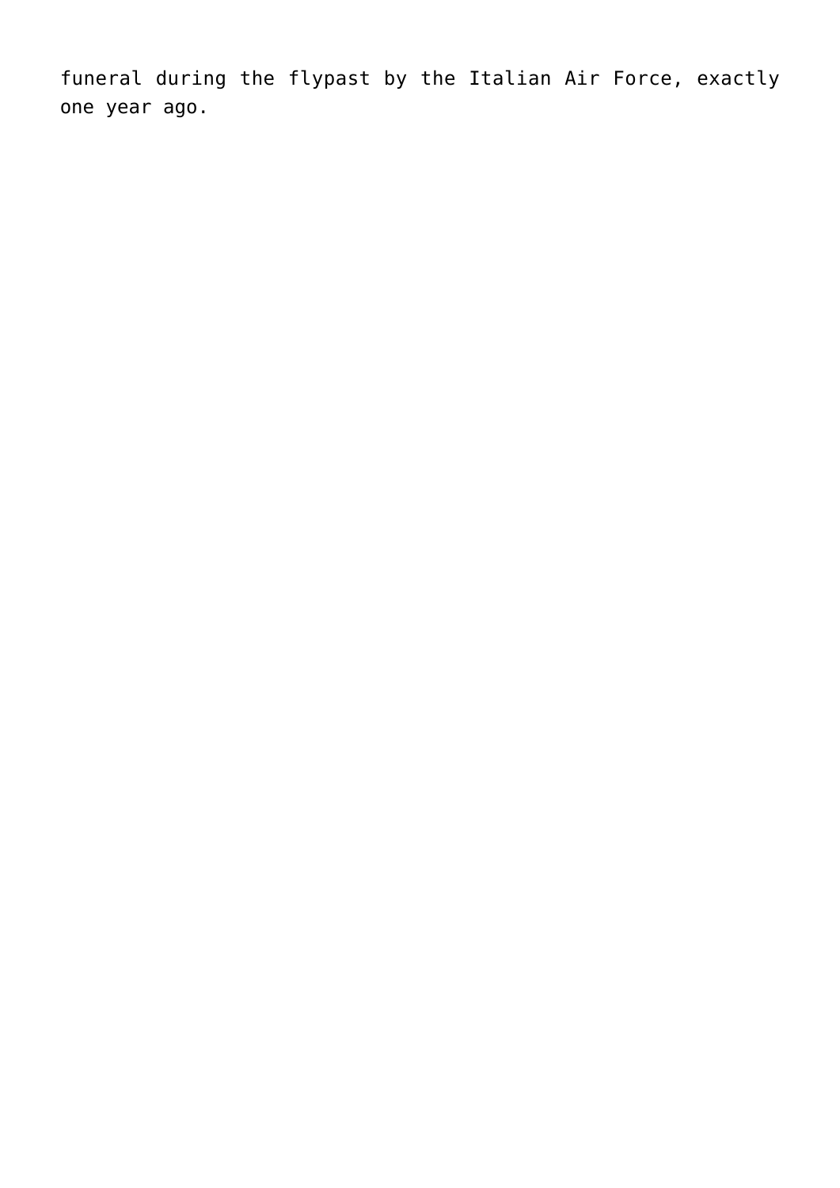funeral during the flypast by the Italian Air Force, exactly one year ago.